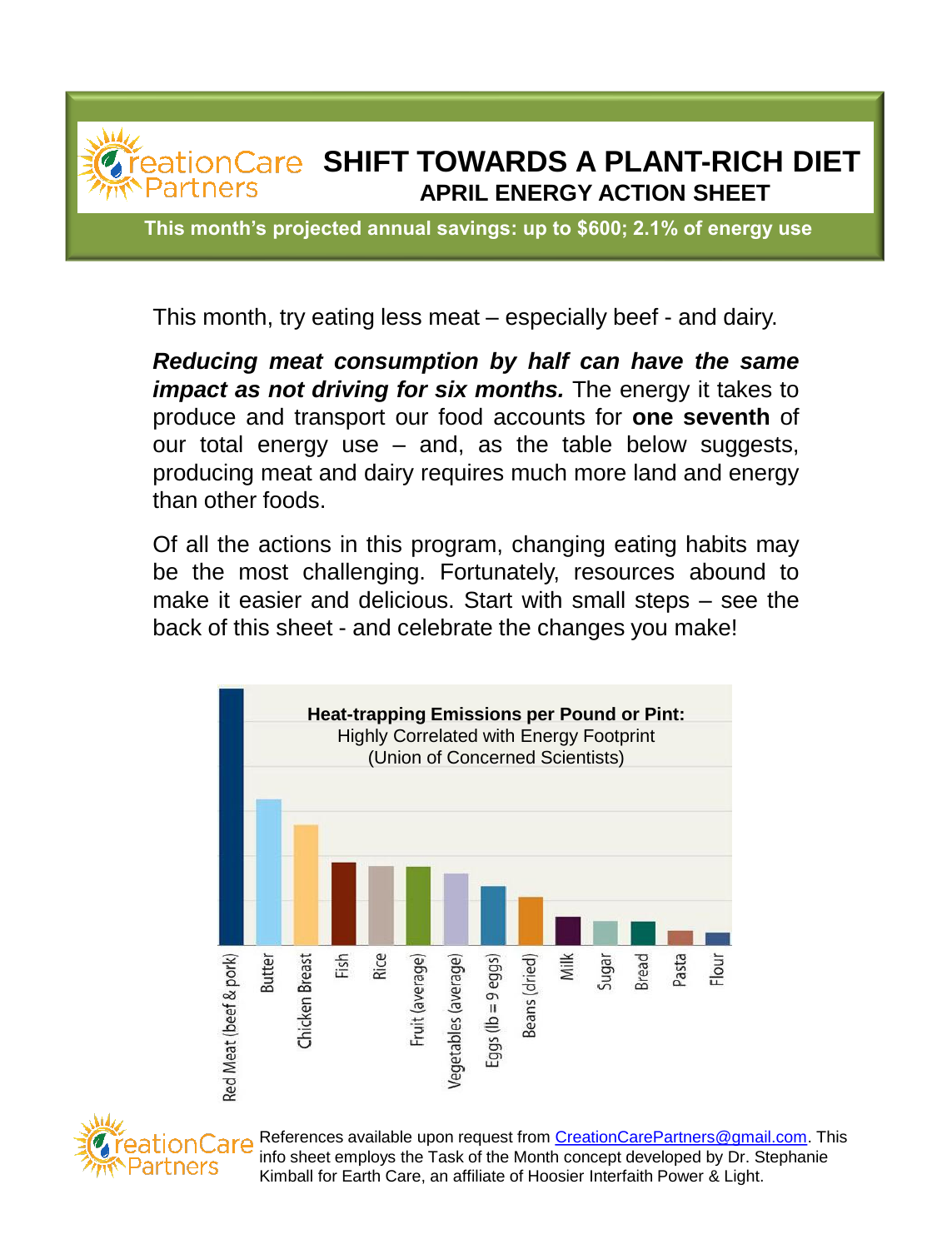# SHIFT TOWARDS A PLANT-RICH DIET

## APRIL ENERGY ACTION SHEET

**This month's projected annual savings: up to $600; 2.1% of energy use**

This month, try eating less meat – especially beef - and dairy.

***Reducing meat consumption by half can have the same impact as not driving for six months.*** The energy it takes to produce and transport our food accounts for **one seventh** of our total energy use – and, as the table below suggests, producing meat and dairy requires much more land and energy than other foods.

Of all the actions in this program, changing eating habits may be the most challenging. Fortunately, resources abound to make it easier and delicious. Start with small steps – see the back of this sheet - and celebrate the changes you make!

**Heat-trapping Emissions per Pound or Pint:**
Highly Correlated with Energy Footprint
(Union of Concerned Scientists)

Red Meat (beef & pork), Butter, Chicken Breast, Fish, Rice, Fruit (average), Vegetables (average), Eggs (lb = 9 eggs), Beans (dried), Milk, Sugar, Bread, Pasta, Flour

References available upon request from CreationCarePartners@gmail.com. This info sheet employs the Task of the Month concept developed by Dr. Stephanie Kimball for Earth Care, an affiliate of Hoosier Interfaith Power & Light.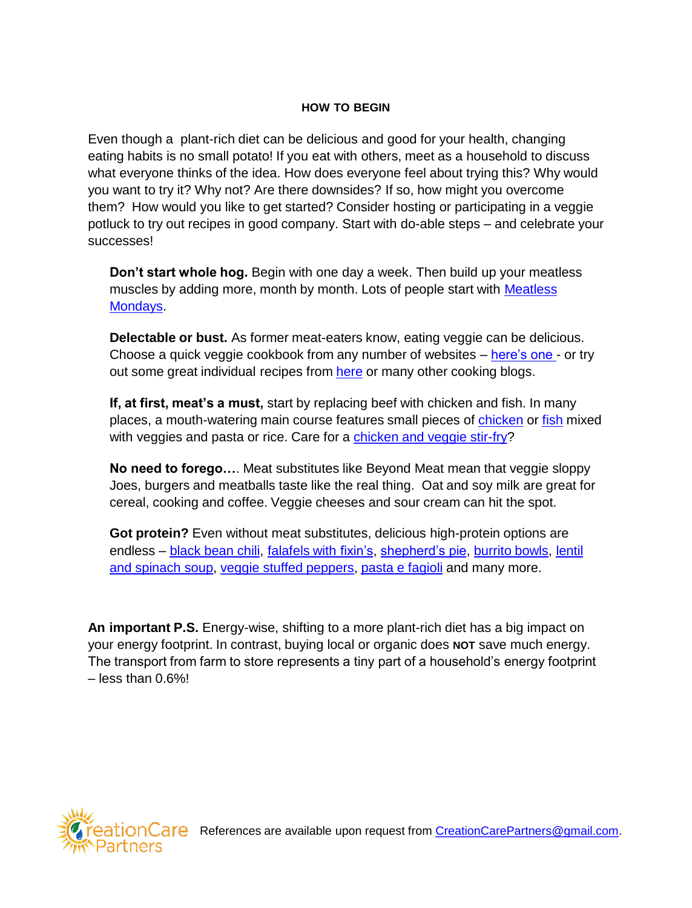## HOW TO BEGIN

Even though a plant-rich diet can be delicious and good for your health, changing eating habits is no small potato! If you eat with others, meet as a household to discuss what everyone thinks of the idea. How does everyone feel about trying this? Why would you want to try it? Why not? Are there downsides? If so, how might you overcome them? How would you like to get started? Consider hosting or participating in a veggie potluck to try out recipes in good company. Start with do-able steps – and celebrate your successes!

**Don't start whole hog.** Begin with one day a week. Then build up your meatless muscles by adding more, month by month. Lots of people start with Meatless Mondays.

**Delectable or bust.** As former meat-eaters know, eating veggie can be delicious. Choose a quick veggie cookbook from any number of websites – here's one - or try out some great individual recipes from here or many other cooking blogs.

**If, at first, meat's a must,** start by replacing beef with chicken and fish. In many places, a mouth-watering main course features small pieces of chicken or fish mixed with veggies and pasta or rice. Care for a chicken and veggie stir-fry?

**No need to forego….** Meat substitutes like Beyond Meat mean that veggie sloppy Joes, burgers and meatballs taste like the real thing. Oat and soy milk are great for cereal, cooking and coffee. Veggie cheeses and sour cream can hit the spot.

**Got protein?** Even without meat substitutes, delicious high-protein options are endless – black bean chili, falafels with fixin's, shepherd's pie, burrito bowls, lentil and spinach soup, veggie stuffed peppers, pasta e fagioli and many more.

**An important P.S.** Energy-wise, shifting to a more plant-rich diet has a big impact on your energy footprint. In contrast, buying local or organic does **NOT** save much energy. The transport from farm to store represents a tiny part of a household's energy footprint – less than 0.6%!

CreationCare Partners

References are available upon request from CreationCarePartners@gmail.com.